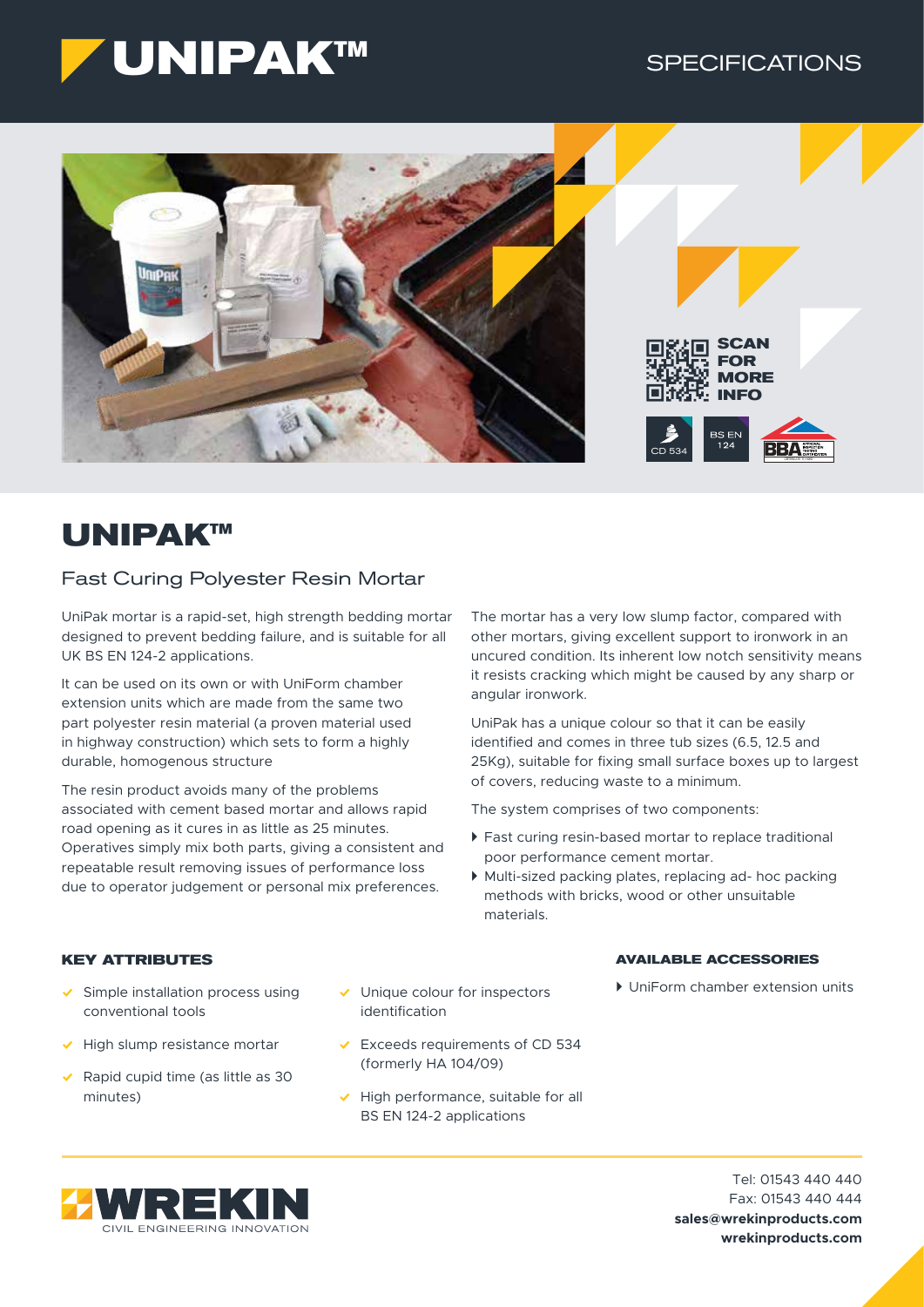# UNIPAK™

SPECIFICATIONS

SCAN FOR MORE INFO

CD 534 | BS EN 124 | BBA

## UNIPAK™

### Fast Curing Polyester Resin Mortar

UniPak mortar is a rapid-set, high strength bedding mortar designed to prevent bedding failure, and is suitable for all UK BS EN 124-2 applications.

It can be used on its own or with UniForm chamber extension units which are made from the same two part polyester resin material (a proven material used in highway construction) which sets to form a highly durable, homogenous structure

The resin product avoids many of the problems associated with cement based mortar and allows rapid road opening as it cures in as little as 25 minutes. Operatives simply mix both parts, giving a consistent and repeatable result removing issues of performance loss due to operator judgement or personal mix preferences.

The mortar has a very low slump factor, compared with other mortars, giving excellent support to ironwork in an uncured condition. Its inherent low notch sensitivity means it resists cracking which might be caused by any sharp or angular ironwork.

UniPak has a unique colour so that it can be easily identified and comes in three tub sizes (6.5, 12.5 and 25Kg), suitable for fixing small surface boxes up to largest of covers, reducing waste to a minimum.

The system comprises of two components:

- Fast curing resin-based mortar to replace traditional poor performance cement mortar.
- Multi-sized packing plates, replacing ad- hoc packing methods with bricks, wood or other unsuitable materials.

#### KEY ATTRIBUTES

- Simple installation process using conventional tools
- High slump resistance mortar
- Rapid cupid time (as little as 30 minutes)
- Unique colour for inspectors identification
- Exceeds requirements of CD 534 (formerly HA 104/09)
- High performance, suitable for all BS EN 124-2 applications

#### AVAILABLE ACCESSORIES

- UniForm chamber extension units

WREKIN
CIVIL ENGINEERING INNOVATION

Tel: 01543 440 440
Fax: 01543 440 444
**sales@wrekinproducts.com**
**wrekinproducts.com**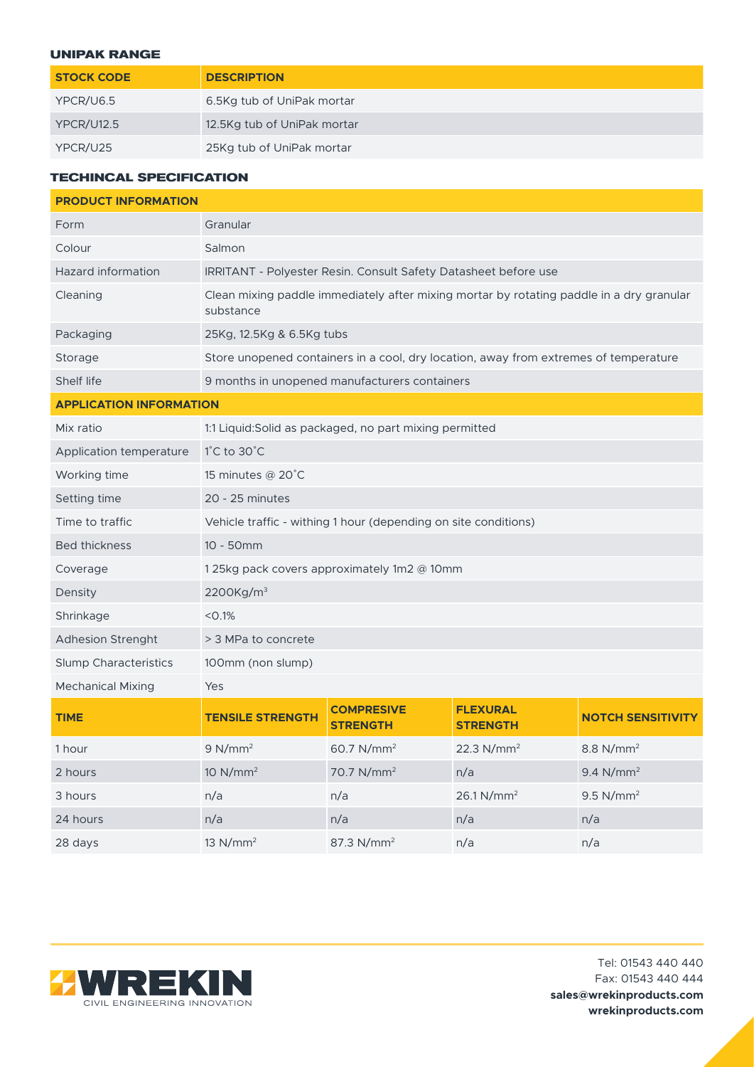## UNIPAK RANGE

| STOCK CODE | DESCRIPTION |
|---|---|
| YPCR/U6.5 | 6.5Kg tub of UniPak mortar |
| YPCR/U12.5 | 12.5Kg tub of UniPak mortar |
| YPCR/U25 | 25Kg tub of UniPak mortar |

## TECHINCAL SPECIFICATION

| PRODUCT INFORMATION | | | | |
|---|---|---|---|---|
| Form | Granular | | | |
| Colour | Salmon | | | |
| Hazard information | IRRITANT - Polyester Resin. Consult Safety Datasheet before use | | | |
| Cleaning | Clean mixing paddle immediately after mixing mortar by rotating paddle in a dry granular substance | | | |
| Packaging | 25Kg, 12.5Kg & 6.5Kg tubs | | | |
| Storage | Store unopened containers in a cool, dry location, away from extremes of temperature | | | |
| Shelf life | 9 months in unopened manufacturers containers | | | |
| **APPLICATION INFORMATION** | | | | |
| Mix ratio | 1:1 Liquid:Solid as packaged, no part mixing permitted | | | |
| Application temperature | 1˚C to 30˚C | | | |
| Working time | 15 minutes @ 20˚C | | | |
| Setting time | 20 - 25 minutes | | | |
| Time to traffic | Vehicle traffic - withing 1 hour (depending on site conditions) | | | |
| Bed thickness | 10 - 50mm | | | |
| Coverage | 1 25kg pack covers approximately 1m2 @ 10mm | | | |
| Density | 2200Kg/m$^3$ | | | |
| Shrinkage | <0.1% | | | |
| Adhesion Strenght | > 3 MPa to concrete | | | |
| Slump Characteristics | 100mm (non slump) | | | |
| Mechanical Mixing | Yes | | | |
| **TIME** | **TENSILE STRENGTH** | **COMPRESIVE STRENGTH** | **FLEXURAL STRENGTH** | **NOTCH SENSITIVITY** |
| 1 hour | 9 N/mm$^2$ | 60.7 N/mm$^2$ | 22.3 N/mm$^2$ | 8.8 N/mm$^2$ |
| 2 hours | 10 N/mm$^2$ | 70.7 N/mm$^2$ | n/a | 9.4 N/mm$^2$ |
| 3 hours | n/a | n/a | 26.1 N/mm$^2$ | 9.5 N/mm$^2$ |
| 24 hours | n/a | n/a | n/a | n/a |
| 28 days | 13 N/mm$^2$ | 87.3 N/mm$^2$ | n/a | n/a |

WREKIN CIVIL ENGINEERING INNOVATION

Tel: 01543 440 440
Fax: 01543 440 444
**sales@wrekinproducts.com**
**wrekinproducts.com**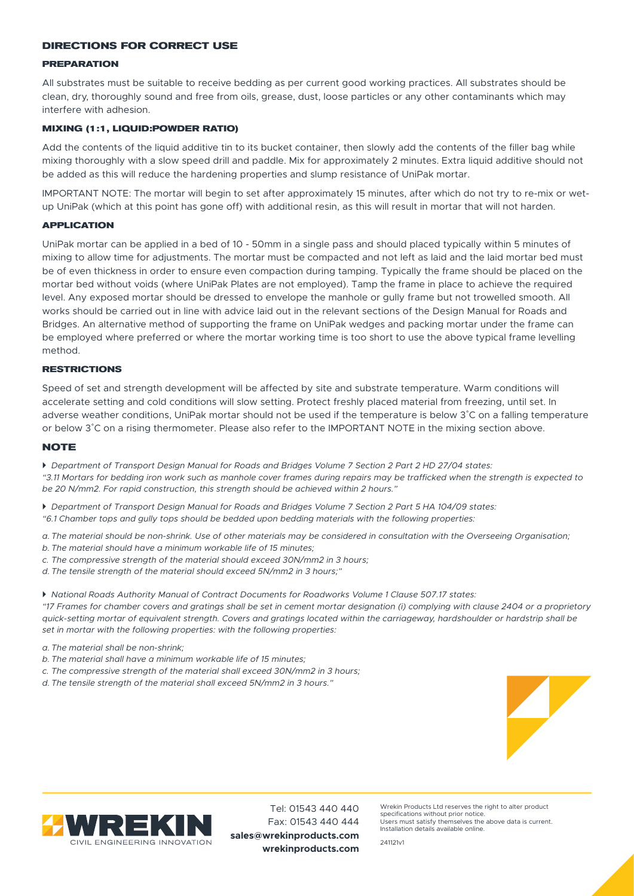## DIRECTIONS FOR CORRECT USE

### PREPARATION

All substrates must be suitable to receive bedding as per current good working practices. All substrates should be clean, dry, thoroughly sound and free from oils, grease, dust, loose particles or any other contaminants which may interfere with adhesion.

### MIXING (1:1, LIQUID:POWDER RATIO)

Add the contents of the liquid additive tin to its bucket container, then slowly add the contents of the filler bag while mixing thoroughly with a slow speed drill and paddle. Mix for approximately 2 minutes. Extra liquid additive should not be added as this will reduce the hardening properties and slump resistance of UniPak mortar.

IMPORTANT NOTE: The mortar will begin to set after approximately 15 minutes, after which do not try to re-mix or wet-up UniPak (which at this point has gone off) with additional resin, as this will result in mortar that will not harden.

### APPLICATION

UniPak mortar can be applied in a bed of 10 - 50mm in a single pass and should placed typically within 5 minutes of mixing to allow time for adjustments. The mortar must be compacted and not left as laid and the laid mortar bed must be of even thickness in order to ensure even compaction during tamping. Typically the frame should be placed on the mortar bed without voids (where UniPak Plates are not employed). Tamp the frame in place to achieve the required level. Any exposed mortar should be dressed to envelope the manhole or gully frame but not trowelled smooth. All works should be carried out in line with advice laid out in the relevant sections of the Design Manual for Roads and Bridges. An alternative method of supporting the frame on UniPak wedges and packing mortar under the frame can be employed where preferred or where the mortar working time is too short to use the above typical frame levelling method.

### RESTRICTIONS

Speed of set and strength development will be affected by site and substrate temperature. Warm conditions will accelerate setting and cold conditions will slow setting. Protect freshly placed material from freezing, until set. In adverse weather conditions, UniPak mortar should not be used if the temperature is below 3˚C on a falling temperature or below 3˚C on a rising thermometer. Please also refer to the IMPORTANT NOTE in the mixing section above.

## NOTE

- *Department of Transport Design Manual for Roads and Bridges Volume 7 Section 2 Part 2 HD 27/04 states:*
  *"3.11 Mortars for bedding iron work such as manhole cover frames during repairs may be trafficked when the strength is expected to be 20 N/mm2. For rapid construction, this strength should be achieved within 2 hours."*

- *Department of Transport Design Manual for Roads and Bridges Volume 7 Section 2 Part 5 HA 104/09 states:*
  *"6.1 Chamber tops and gully tops should be bedded upon bedding materials with the following properties:*

*a. The material should be non-shrink. Use of other materials may be considered in consultation with the Overseeing Organisation;*
*b. The material should have a minimum workable life of 15 minutes;*
*c. The compressive strength of the material should exceed 30N/mm2 in 3 hours;*
*d. The tensile strength of the material should exceed 5N/mm2 in 3 hours;"*

- *National Roads Authority Manual of Contract Documents for Roadworks Volume 1 Clause 507.17 states:*
  *"17 Frames for chamber covers and gratings shall be set in cement mortar designation (i) complying with clause 2404 or a proprietory quick-setting mortar of equivalent strength. Covers and gratings located within the carriageway, hardshoulder or hardstrip shall be set in mortar with the following properties: with the following properties:*

*a. The material shall be non-shrink;*
*b. The material shall have a minimum workable life of 15 minutes;*
*c. The compressive strength of the material shall exceed 30N/mm2 in 3 hours;*
*d. The tensile strength of the material shall exceed 5N/mm2 in 3 hours."*

WREKIN
CIVIL ENGINEERING INNOVATION

Tel: 01543 440 440
Fax: 01543 440 444
**sales@wrekinproducts.com**
**wrekinproducts.com**

Wrekin Products Ltd reserves the right to alter product specifications without prior notice.
Users must satisfy themselves the above data is current.
Installation details available online.

241121v1